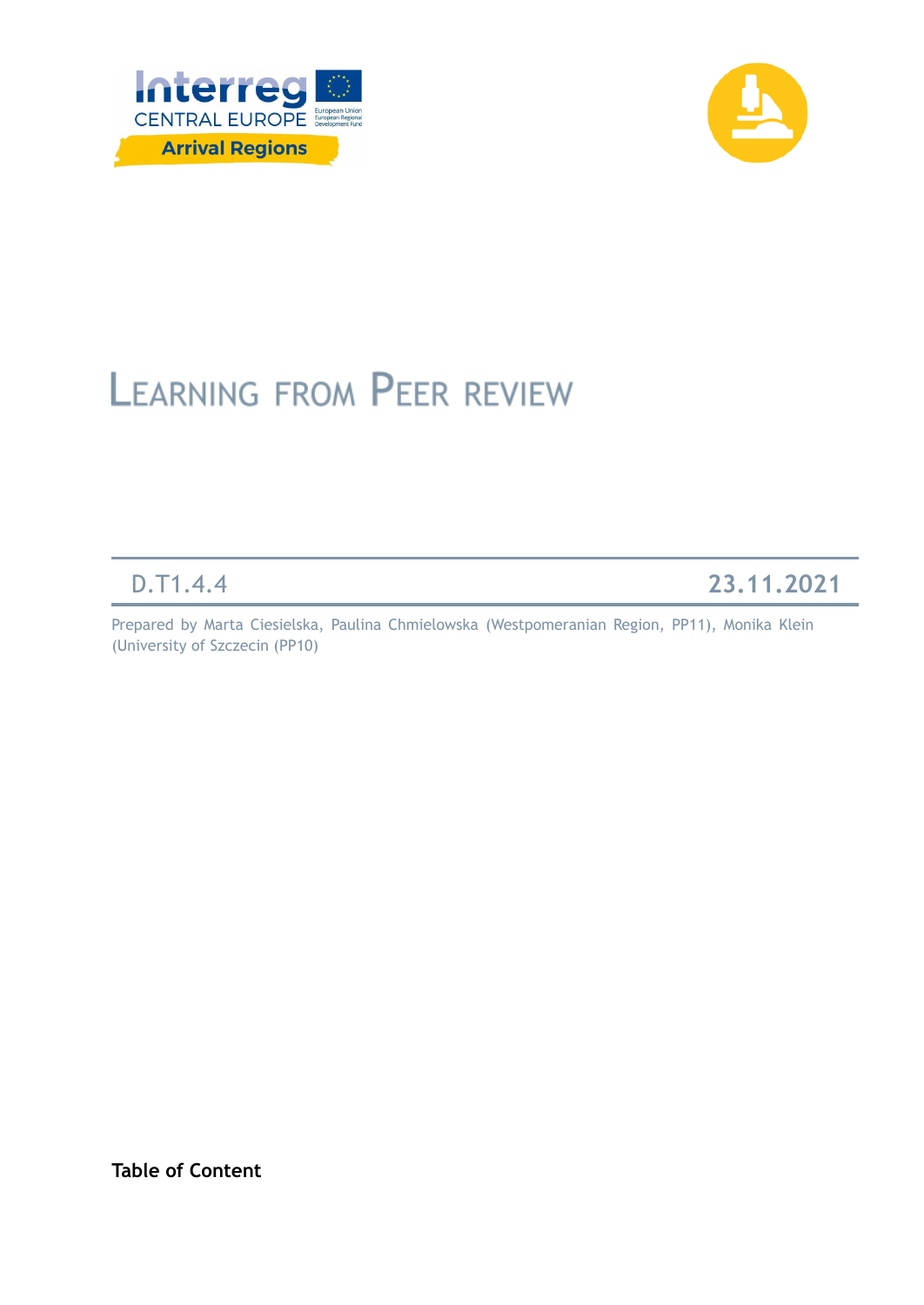# Learning from Peer review

| D.T1.4.4 | 23.11.2021 |
|---|---|

Prepared by Marta Ciesielska, Paulina Chmielowska (Westpomeranian Region, PP11), Monika Klein (University of Szczecin (PP10)

**Table of Content**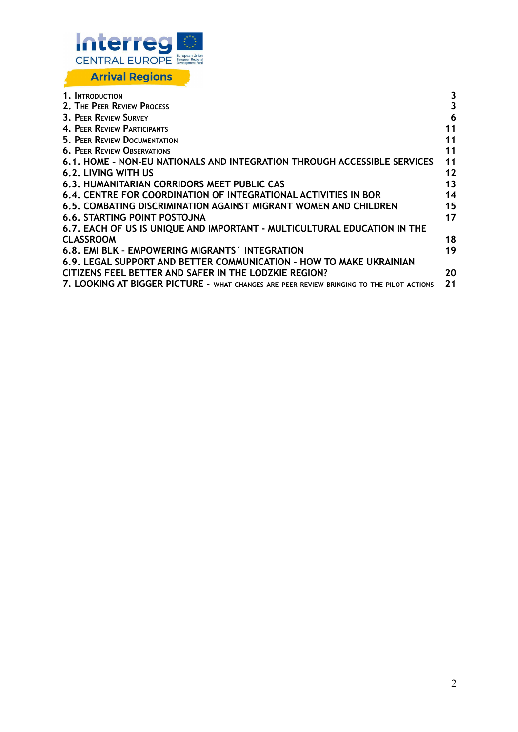| | |
|---|---|
| 1. Introduction | 3 |
| 2. The Peer Review Process | 3 |
| 3. Peer Review Survey | 6 |
| 4. Peer Review Participants | 11 |
| 5. Peer Review Documentation | 11 |
| 6. Peer Review Observations | 11 |
| 6.1. HOME - NON-EU NATIONALS AND INTEGRATION THROUGH ACCESSIBLE SERVICES | 11 |
| 6.2. LIVING WITH US | 12 |
| 6.3. HUMANITARIAN CORRIDORS MEET PUBLIC CAS | 13 |
| 6.4. CENTRE FOR COORDINATION OF INTEGRATIONAL ACTIVITIES IN BOR | 14 |
| 6.5. COMBATING DISCRIMINATION AGAINST MIGRANT WOMEN AND CHILDREN | 15 |
| 6.6. STARTING POINT POSTOJNA | 17 |
| 6.7. EACH OF US IS UNIQUE AND IMPORTANT - MULTICULTURAL EDUCATION IN THE CLASSROOM | 18 |
| 6.8. EMI BLK - EMPOWERING MIGRANTS´ INTEGRATION | 19 |
| 6.9. LEGAL SUPPORT AND BETTER COMMUNICATION - HOW TO MAKE UKRAINIAN CITIZENS FEEL BETTER AND SAFER IN THE LODZKIE REGION? | 20 |
| 7. LOOKING AT BIGGER PICTURE - what changes are peer review bringing to the pilot actions | 21 |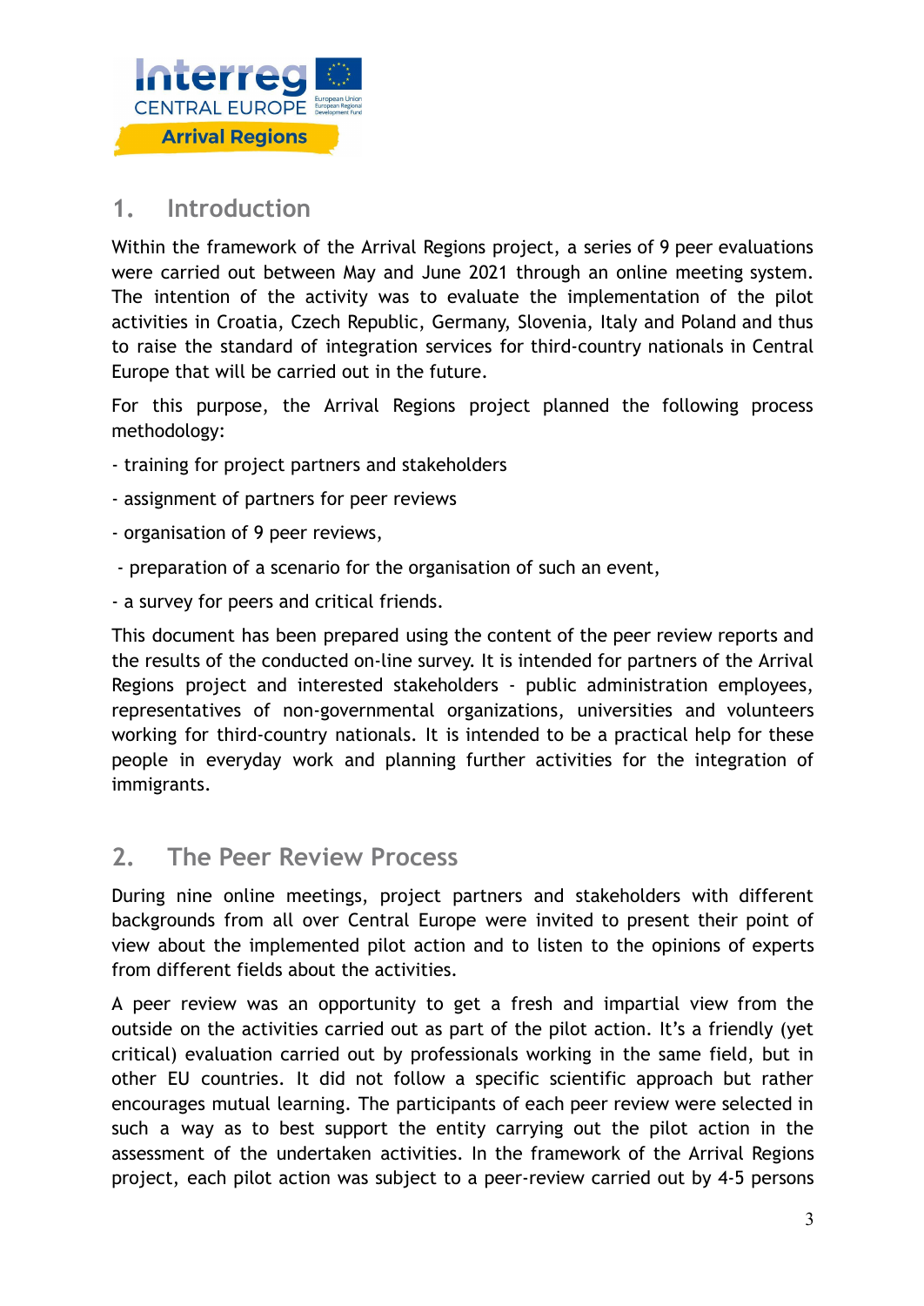## 1. Introduction

Within the framework of the Arrival Regions project, a series of 9 peer evaluations were carried out between May and June 2021 through an online meeting system. The intention of the activity was to evaluate the implementation of the pilot activities in Croatia, Czech Republic, Germany, Slovenia, Italy and Poland and thus to raise the standard of integration services for third-country nationals in Central Europe that will be carried out in the future.

For this purpose, the Arrival Regions project planned the following process methodology:

- training for project partners and stakeholders
- assignment of partners for peer reviews
- organisation of 9 peer reviews,
- preparation of a scenario for the organisation of such an event,
- a survey for peers and critical friends.

This document has been prepared using the content of the peer review reports and the results of the conducted on-line survey. It is intended for partners of the Arrival Regions project and interested stakeholders - public administration employees, representatives of non-governmental organizations, universities and volunteers working for third-country nationals. It is intended to be a practical help for these people in everyday work and planning further activities for the integration of immigrants.

## 2. The Peer Review Process

During nine online meetings, project partners and stakeholders with different backgrounds from all over Central Europe were invited to present their point of view about the implemented pilot action and to listen to the opinions of experts from different fields about the activities.

A peer review was an opportunity to get a fresh and impartial view from the outside on the activities carried out as part of the pilot action. It's a friendly (yet critical) evaluation carried out by professionals working in the same field, but in other EU countries. It did not follow a specific scientific approach but rather encourages mutual learning. The participants of each peer review were selected in such a way as to best support the entity carrying out the pilot action in the assessment of the undertaken activities. In the framework of the Arrival Regions project, each pilot action was subject to a peer-review carried out by 4-5 persons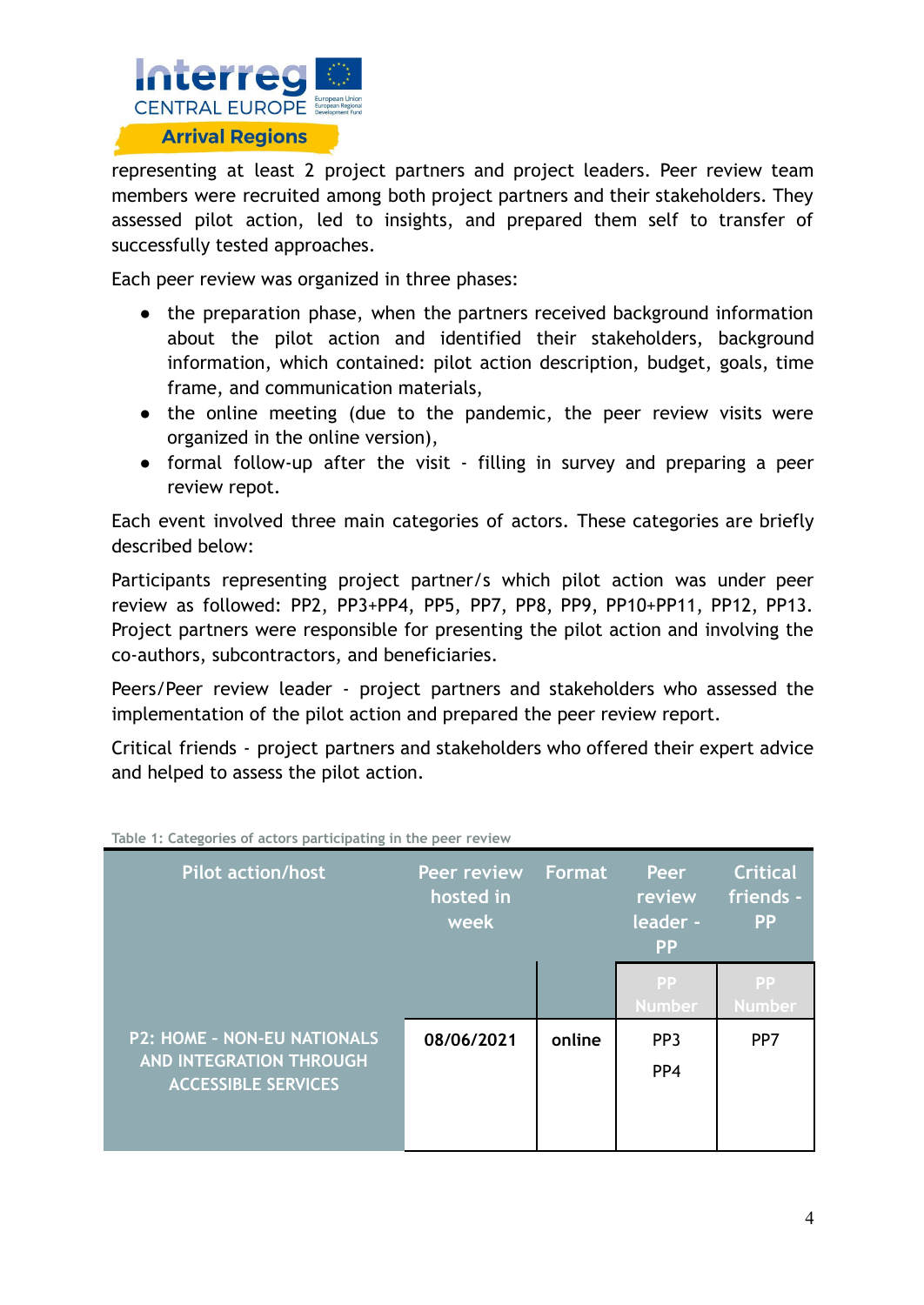representing at least 2 project partners and project leaders. Peer review team members were recruited among both project partners and their stakeholders. They assessed pilot action, led to insights, and prepared them self to transfer of successfully tested approaches.

Each peer review was organized in three phases:

- the preparation phase, when the partners received background information about the pilot action and identified their stakeholders, background information, which contained: pilot action description, budget, goals, time frame, and communication materials,
- the online meeting (due to the pandemic, the peer review visits were organized in the online version),
- formal follow-up after the visit - filling in survey and preparing a peer review repot.

Each event involved three main categories of actors. These categories are briefly described below:

Participants representing project partner/s which pilot action was under peer review as followed: PP2, PP3+PP4, PP5, PP7, PP8, PP9, PP10+PP11, PP12, PP13. Project partners were responsible for presenting the pilot action and involving the co-authors, subcontractors, and beneficiaries.

Peers/Peer review leader - project partners and stakeholders who assessed the implementation of the pilot action and prepared the peer review report.

Critical friends - project partners and stakeholders who offered their expert advice and helped to assess the pilot action.

Table 1: Categories of actors participating in the peer review

| Pilot action/host | Peer review hosted in week | Format | Peer review leader - PP | Critical friends - PP |
|---|---|---|---|---|
| | | | PP Number | PP Number |
| P2: HOME - NON-EU NATIONALS AND INTEGRATION THROUGH ACCESSIBLE SERVICES | 08/06/2021 | online | PP3<br>PP4 | PP7 |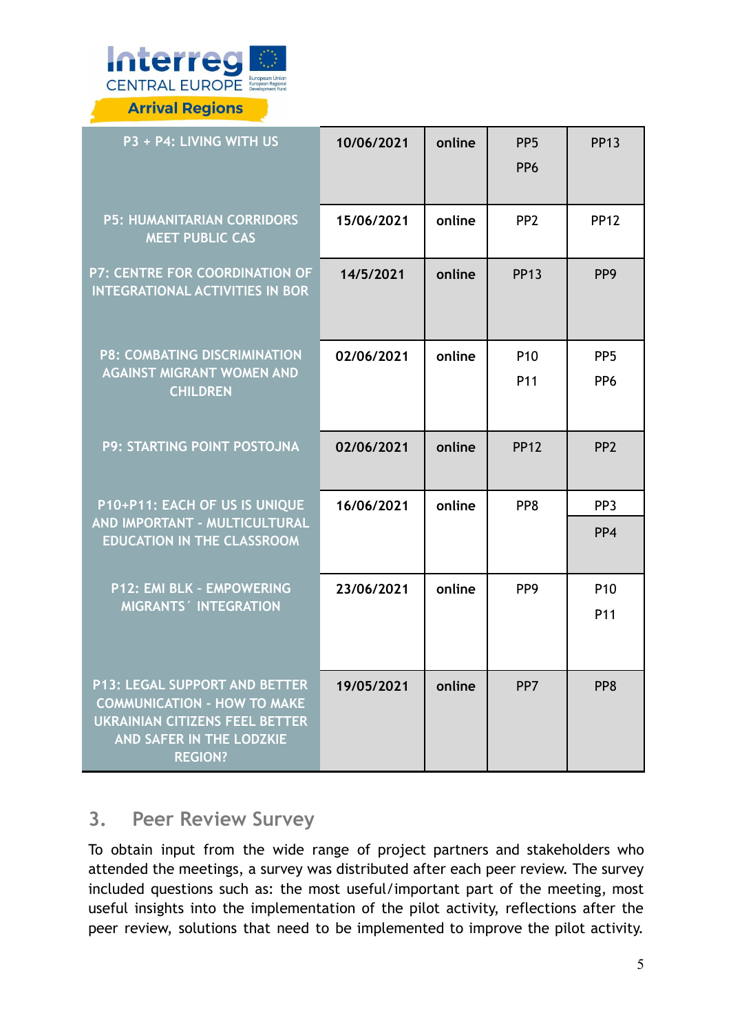| | | | | |
|---|---|---|---|---|
| P3 + P4: LIVING WITH US | 10/06/2021 | online | PP5<br>PP6 | PP13 |
| P5: HUMANITARIAN CORRIDORS MEET PUBLIC CAS | 15/06/2021 | online | PP2 | PP12 |
| P7: CENTRE FOR COORDINATION OF INTEGRATIONAL ACTIVITIES IN BOR | 14/5/2021 | online | PP13 | PP9 |
| P8: COMBATING DISCRIMINATION AGAINST MIGRANT WOMEN AND CHILDREN | 02/06/2021 | online | P10<br>P11 | PP5<br>PP6 |
| P9: STARTING POINT POSTOJNA | 02/06/2021 | online | PP12 | PP2 |
| P10+P11: EACH OF US IS UNIQUE AND IMPORTANT - MULTICULTURAL EDUCATION IN THE CLASSROOM | 16/06/2021 | online | PP8 | PP3<br>PP4 |
| P12: EMI BLK - EMPOWERING MIGRANTS´ INTEGRATION | 23/06/2021 | online | PP9 | P10<br>P11 |
| P13: LEGAL SUPPORT AND BETTER COMMUNICATION - HOW TO MAKE UKRAINIAN CITIZENS FEEL BETTER AND SAFER IN THE LODZKIE REGION? | 19/05/2021 | online | PP7 | PP8 |

## 3. Peer Review Survey

To obtain input from the wide range of project partners and stakeholders who attended the meetings, a survey was distributed after each peer review. The survey included questions such as: the most useful/important part of the meeting, most useful insights into the implementation of the pilot activity, reflections after the peer review, solutions that need to be implemented to improve the pilot activity.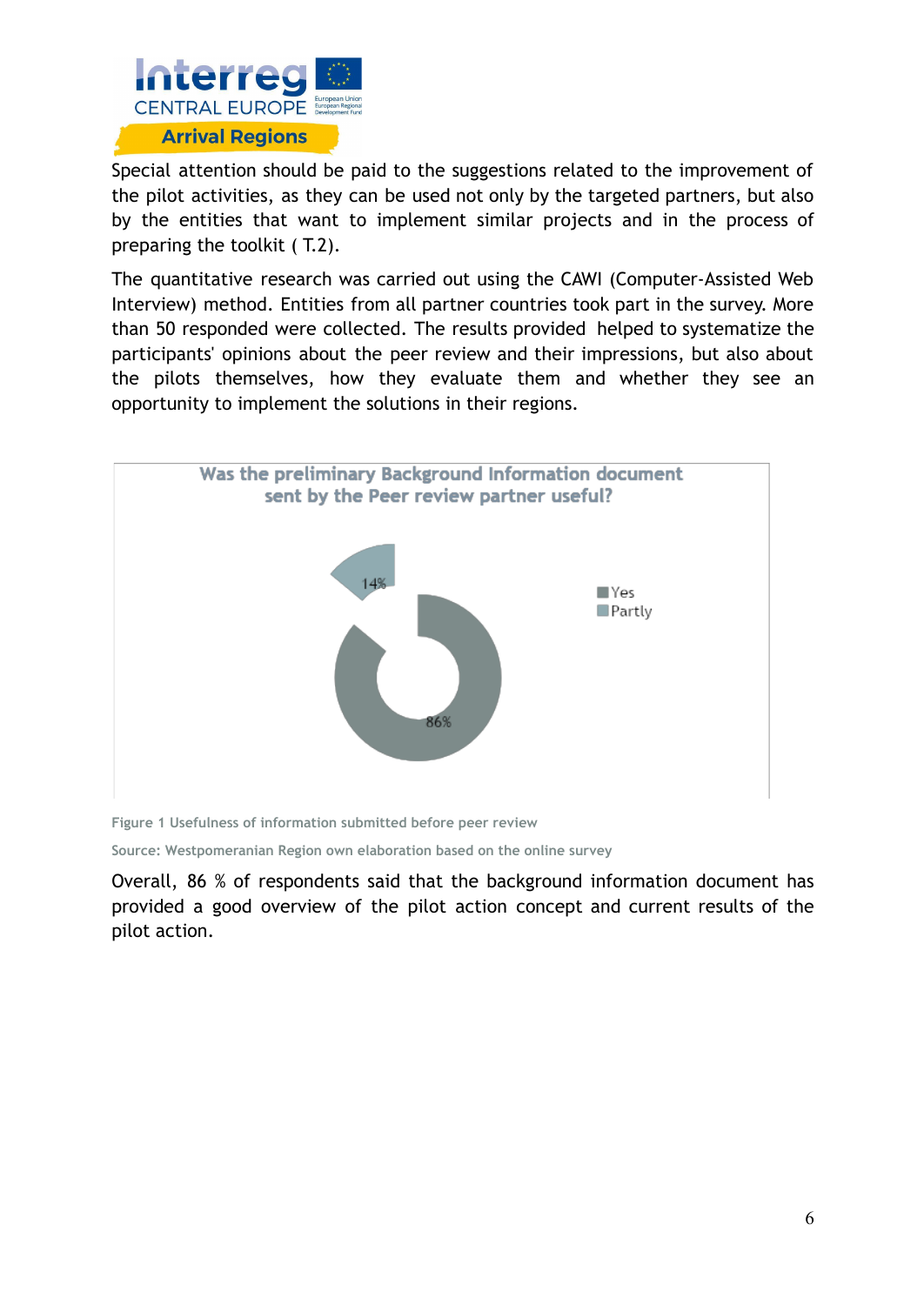Special attention should be paid to the suggestions related to the improvement of the pilot activities, as they can be used not only by the targeted partners, but also by the entities that want to implement similar projects and in the process of preparing the toolkit ( T.2).

The quantitative research was carried out using the CAWI (Computer-Assisted Web Interview) method. Entities from all partner countries took part in the survey. More than 50 responded were collected. The results provided helped to systematize the participants' opinions about the peer review and their impressions, but also about the pilots themselves, how they evaluate them and whether they see an opportunity to implement the solutions in their regions.

Was the preliminary Background Information document sent by the Peer review partner useful?

| Answer | Share |
|---|---|
| Yes | 86% |
| Partly | 14% |

Figure 1 Usefulness of information submitted before peer review

Source: Westpomeranian Region own elaboration based on the online survey

Overall, 86 % of respondents said that the background information document has provided a good overview of the pilot action concept and current results of the pilot action.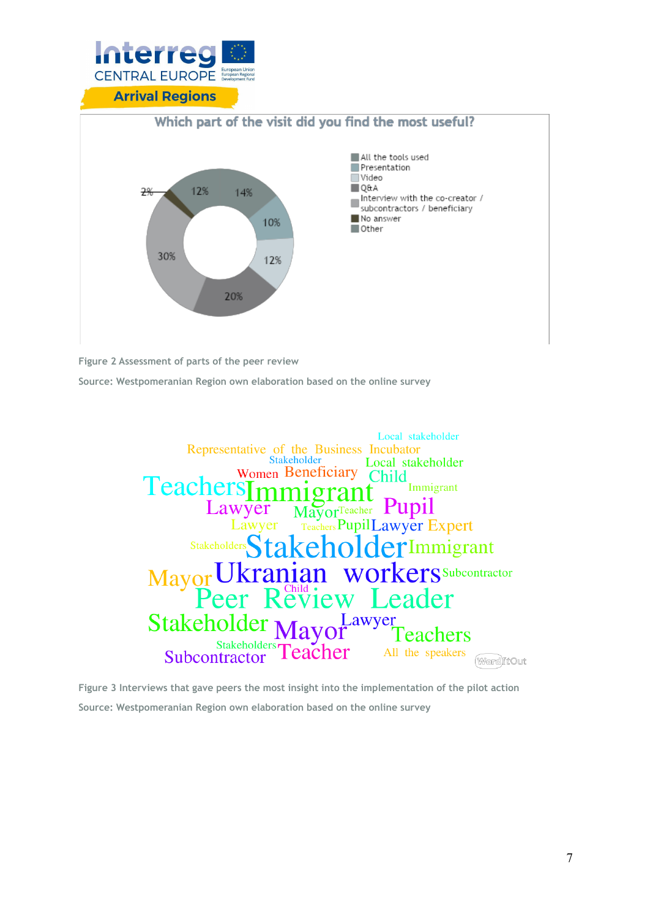Which part of the visit did you find the most useful?

- All the tools used
- Presentation
- Video
- Q&A
- Interview with the co-creator / subcontractors / beneficiary
- No answer
- Other

2% 12% 14% 10% 12% 20% 30%

Figure 2 Assessment of parts of the peer review

Source: Westpomeranian Region own elaboration based on the online survey

Local stakeholder Representative of the Business Incubator Stakeholder Local stakeholder Women Beneficiary Child Teachers Immigrant Immigrant Lawyer Mayor Teacher Pupil Lawyer Teachers Pupil Lawyer Expert Stakeholders Stakeholder Immigrant Mayor Ukranian workers Subcontractor Child Peer Review Leader Stakeholder Mayor Lawyer Teachers Stakeholders Subcontractor Teacher All the speakers

Figure 3 Interviews that gave peers the most insight into the implementation of the pilot action

Source: Westpomeranian Region own elaboration based on the online survey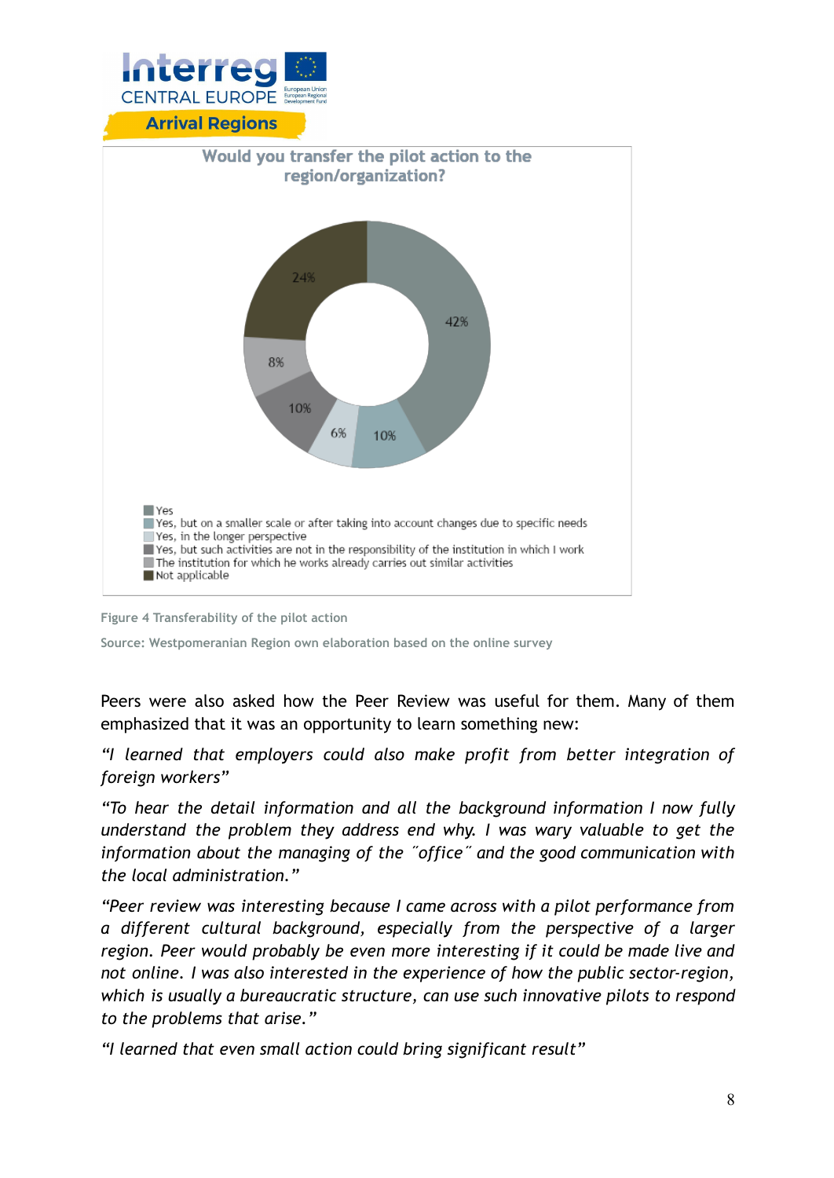**Would you transfer the pilot action to the region/organization?**

- Yes — 42%
- Yes, but on a smaller scale or after taking into account changes due to specific needs — 10%
- Yes, in the longer perspective — 6%
- Yes, but such activities are not in the responsibility of the institution in which I work — 10%
- The institution for which he works already carries out similar activities — 8%
- Not applicable — 24%

Figure 4 Transferability of the pilot action

Source: Westpomeranian Region own elaboration based on the online survey

Peers were also asked how the Peer Review was useful for them. Many of them emphasized that it was an opportunity to learn something new:

*"I learned that employers could also make profit from better integration of foreign workers"*

*"To hear the detail information and all the background information I now fully understand the problem they address end why. I was wary valuable to get the information about the managing of the ˝office˝ and the good communication with the local administration."*

*"Peer review was interesting because I came across with a pilot performance from a different cultural background, especially from the perspective of a larger region. Peer would probably be even more interesting if it could be made live and not online. I was also interested in the experience of how the public sector-region, which is usually a bureaucratic structure, can use such innovative pilots to respond to the problems that arise."*

*"I learned that even small action could bring significant result"*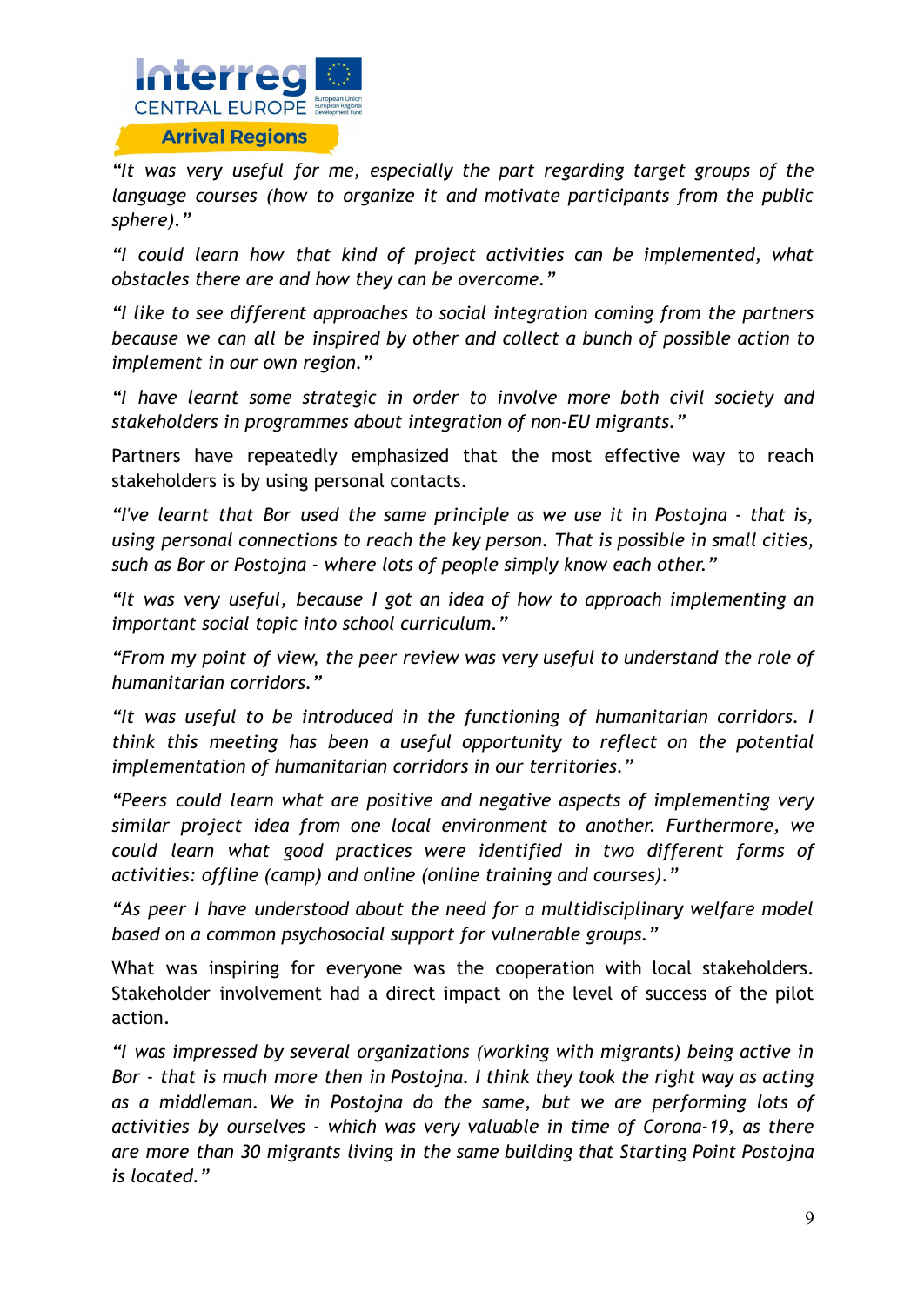*"It was very useful for me, especially the part regarding target groups of the language courses (how to organize it and motivate participants from the public sphere)."*

*"I could learn how that kind of project activities can be implemented, what obstacles there are and how they can be overcome."*

*"I like to see different approaches to social integration coming from the partners because we can all be inspired by other and collect a bunch of possible action to implement in our own region."*

*"I have learnt some strategic in order to involve more both civil society and stakeholders in programmes about integration of non-EU migrants."*

Partners have repeatedly emphasized that the most effective way to reach stakeholders is by using personal contacts.

*"I've learnt that Bor used the same principle as we use it in Postojna - that is, using personal connections to reach the key person. That is possible in small cities, such as Bor or Postojna - where lots of people simply know each other."*

*"It was very useful, because I got an idea of how to approach implementing an important social topic into school curriculum."*

*"From my point of view, the peer review was very useful to understand the role of humanitarian corridors."*

*"It was useful to be introduced in the functioning of humanitarian corridors. I think this meeting has been a useful opportunity to reflect on the potential implementation of humanitarian corridors in our territories."*

*"Peers could learn what are positive and negative aspects of implementing very similar project idea from one local environment to another. Furthermore, we could learn what good practices were identified in two different forms of activities: offline (camp) and online (online training and courses)."*

*"As peer I have understood about the need for a multidisciplinary welfare model based on a common psychosocial support for vulnerable groups."*

What was inspiring for everyone was the cooperation with local stakeholders. Stakeholder involvement had a direct impact on the level of success of the pilot action.

*"I was impressed by several organizations (working with migrants) being active in Bor - that is much more then in Postojna. I think they took the right way as acting as a middleman. We in Postojna do the same, but we are performing lots of activities by ourselves - which was very valuable in time of Corona-19, as there are more than 30 migrants living in the same building that Starting Point Postojna is located."*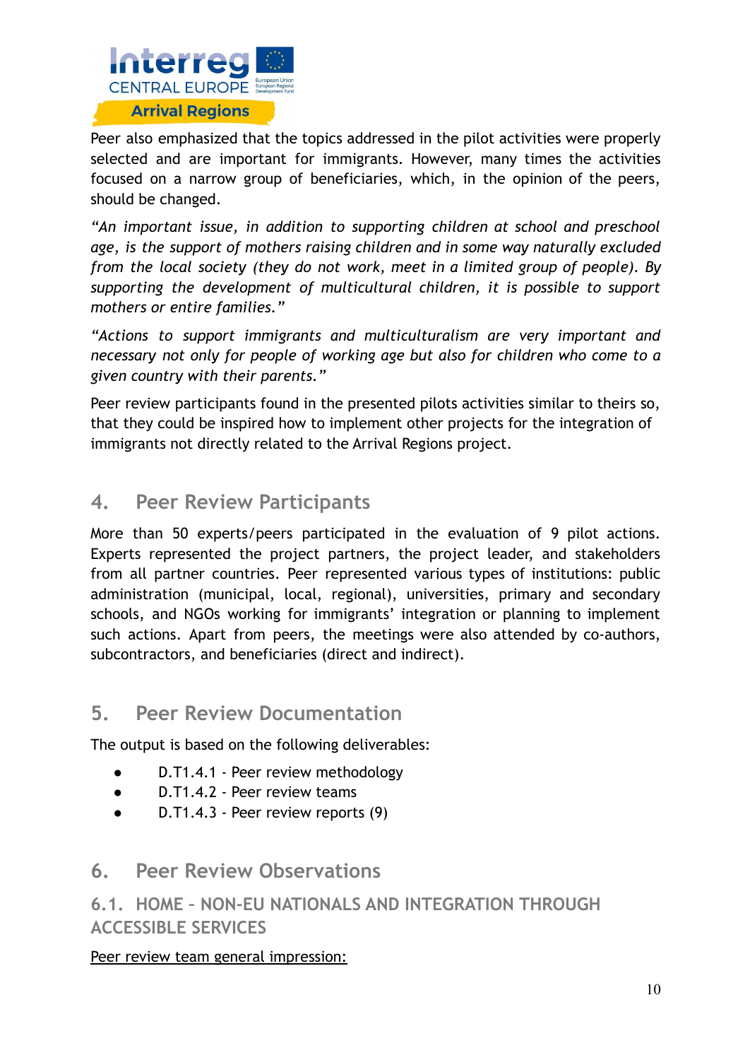Peer also emphasized that the topics addressed in the pilot activities were properly selected and are important for immigrants. However, many times the activities focused on a narrow group of beneficiaries, which, in the opinion of the peers, should be changed.

*"An important issue, in addition to supporting children at school and preschool age, is the support of mothers raising children and in some way naturally excluded from the local society (they do not work, meet in a limited group of people). By supporting the development of multicultural children, it is possible to support mothers or entire families."*

*"Actions to support immigrants and multiculturalism are very important and necessary not only for people of working age but also for children who come to a given country with their parents."*

Peer review participants found in the presented pilots activities similar to theirs so, that they could be inspired how to implement other projects for the integration of immigrants not directly related to the Arrival Regions project.

## 4. Peer Review Participants

More than 50 experts/peers participated in the evaluation of 9 pilot actions. Experts represented the project partners, the project leader, and stakeholders from all partner countries. Peer represented various types of institutions: public administration (municipal, local, regional), universities, primary and secondary schools, and NGOs working for immigrants' integration or planning to implement such actions. Apart from peers, the meetings were also attended by co-authors, subcontractors, and beneficiaries (direct and indirect).

## 5. Peer Review Documentation

The output is based on the following deliverables:

- D.T1.4.1 - Peer review methodology
- D.T1.4.2 - Peer review teams
- D.T1.4.3 - Peer review reports (9)

## 6. Peer Review Observations

### 6.1. HOME – NON-EU NATIONALS AND INTEGRATION THROUGH ACCESSIBLE SERVICES

Peer review team general impression: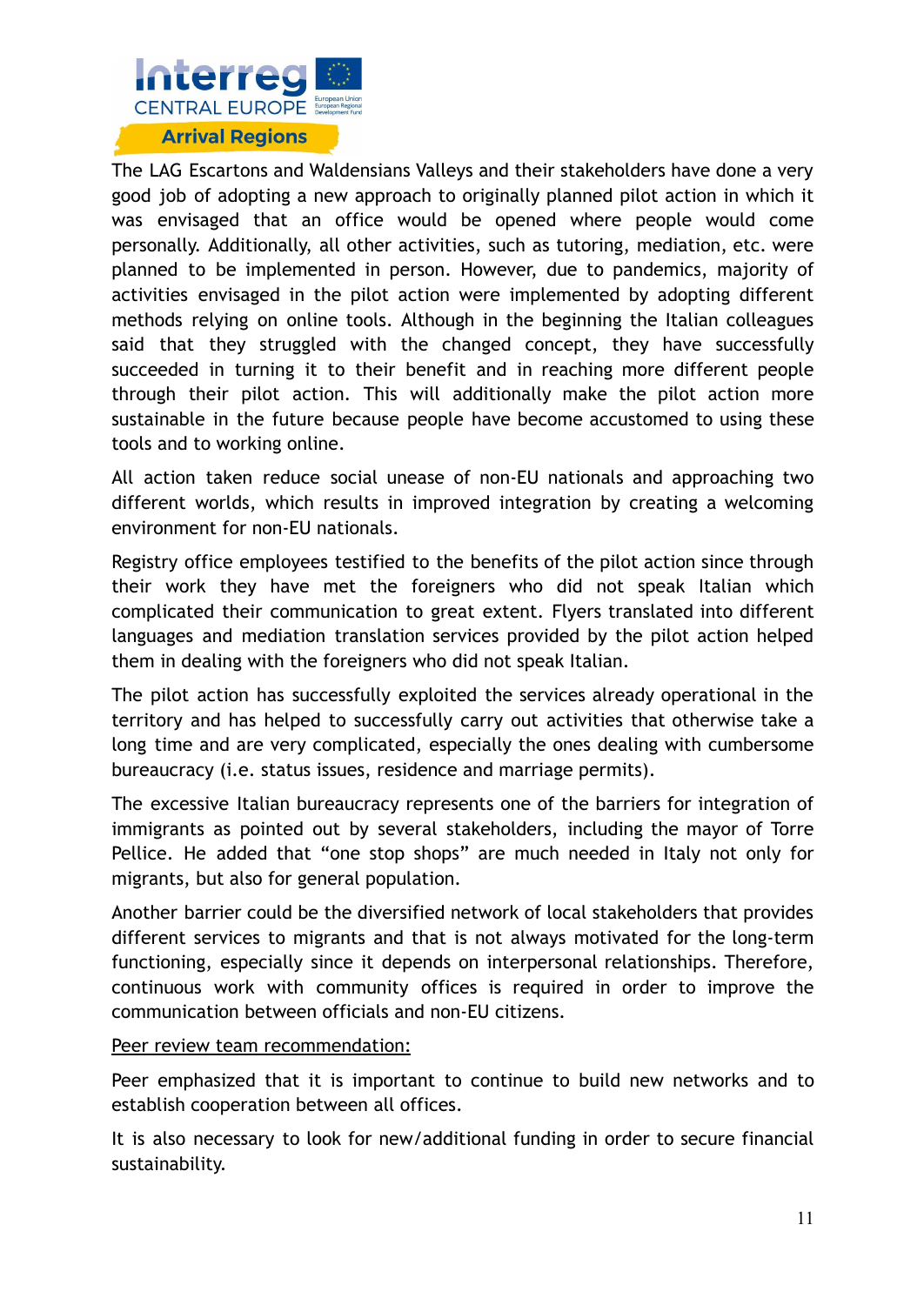The LAG Escartons and Waldensians Valleys and their stakeholders have done a very good job of adopting a new approach to originally planned pilot action in which it was envisaged that an office would be opened where people would come personally. Additionally, all other activities, such as tutoring, mediation, etc. were planned to be implemented in person. However, due to pandemics, majority of activities envisaged in the pilot action were implemented by adopting different methods relying on online tools. Although in the beginning the Italian colleagues said that they struggled with the changed concept, they have successfully succeeded in turning it to their benefit and in reaching more different people through their pilot action. This will additionally make the pilot action more sustainable in the future because people have become accustomed to using these tools and to working online.

All action taken reduce social unease of non-EU nationals and approaching two different worlds, which results in improved integration by creating a welcoming environment for non-EU nationals.

Registry office employees testified to the benefits of the pilot action since through their work they have met the foreigners who did not speak Italian which complicated their communication to great extent. Flyers translated into different languages and mediation translation services provided by the pilot action helped them in dealing with the foreigners who did not speak Italian.

The pilot action has successfully exploited the services already operational in the territory and has helped to successfully carry out activities that otherwise take a long time and are very complicated, especially the ones dealing with cumbersome bureaucracy (i.e. status issues, residence and marriage permits).

The excessive Italian bureaucracy represents one of the barriers for integration of immigrants as pointed out by several stakeholders, including the mayor of Torre Pellice. He added that "one stop shops" are much needed in Italy not only for migrants, but also for general population.

Another barrier could be the diversified network of local stakeholders that provides different services to migrants and that is not always motivated for the long-term functioning, especially since it depends on interpersonal relationships. Therefore, continuous work with community offices is required in order to improve the communication between officials and non-EU citizens.

<u>Peer review team recommendation:</u>

Peer emphasized that it is important to continue to build new networks and to establish cooperation between all offices.

It is also necessary to look for new/additional funding in order to secure financial sustainability.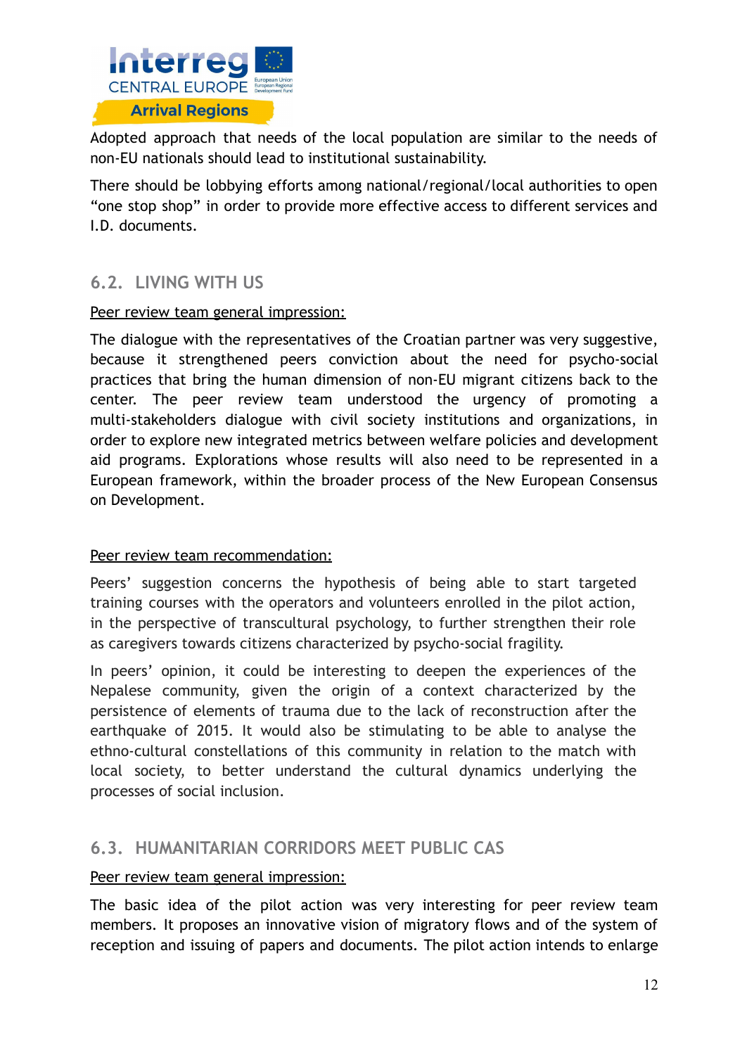Adopted approach that needs of the local population are similar to the needs of non-EU nationals should lead to institutional sustainability.

There should be lobbying efforts among national/regional/local authorities to open "one stop shop" in order to provide more effective access to different services and I.D. documents.

## 6.2. LIVING WITH US

Peer review team general impression:

The dialogue with the representatives of the Croatian partner was very suggestive, because it strengthened peers conviction about the need for psycho-social practices that bring the human dimension of non-EU migrant citizens back to the center. The peer review team understood the urgency of promoting a multi-stakeholders dialogue with civil society institutions and organizations, in order to explore new integrated metrics between welfare policies and development aid programs. Explorations whose results will also need to be represented in a European framework, within the broader process of the New European Consensus on Development.

Peer review team recommendation:

Peers' suggestion concerns the hypothesis of being able to start targeted training courses with the operators and volunteers enrolled in the pilot action, in the perspective of transcultural psychology, to further strengthen their role as caregivers towards citizens characterized by psycho-social fragility.

In peers' opinion, it could be interesting to deepen the experiences of the Nepalese community, given the origin of a context characterized by the persistence of elements of trauma due to the lack of reconstruction after the earthquake of 2015. It would also be stimulating to be able to analyse the ethno-cultural constellations of this community in relation to the match with local society, to better understand the cultural dynamics underlying the processes of social inclusion.

## 6.3. HUMANITARIAN CORRIDORS MEET PUBLIC CAS

Peer review team general impression:

The basic idea of the pilot action was very interesting for peer review team members. It proposes an innovative vision of migratory flows and of the system of reception and issuing of papers and documents. The pilot action intends to enlarge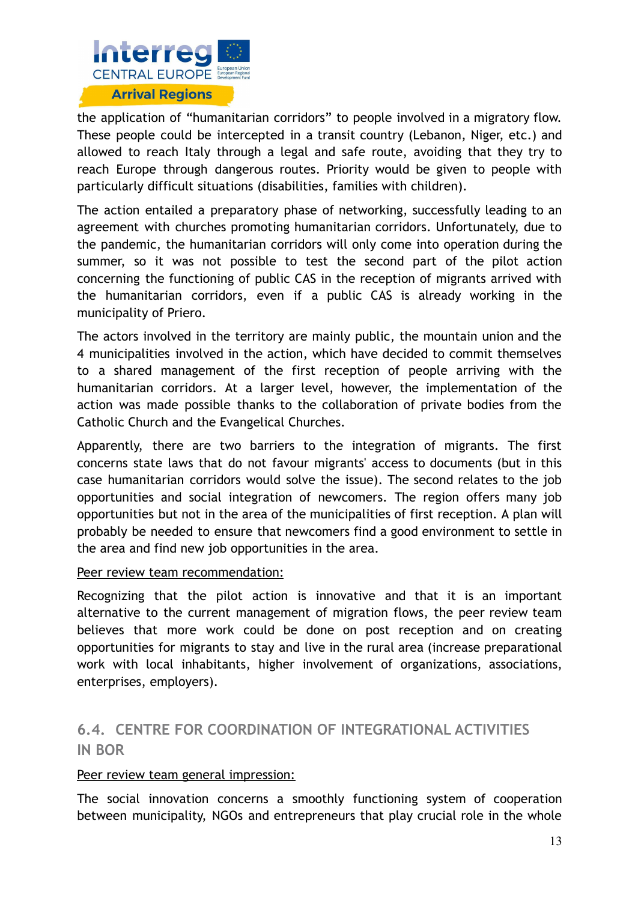the application of "humanitarian corridors" to people involved in a migratory flow. These people could be intercepted in a transit country (Lebanon, Niger, etc.) and allowed to reach Italy through a legal and safe route, avoiding that they try to reach Europe through dangerous routes. Priority would be given to people with particularly difficult situations (disabilities, families with children).

The action entailed a preparatory phase of networking, successfully leading to an agreement with churches promoting humanitarian corridors. Unfortunately, due to the pandemic, the humanitarian corridors will only come into operation during the summer, so it was not possible to test the second part of the pilot action concerning the functioning of public CAS in the reception of migrants arrived with the humanitarian corridors, even if a public CAS is already working in the municipality of Priero.

The actors involved in the territory are mainly public, the mountain union and the 4 municipalities involved in the action, which have decided to commit themselves to a shared management of the first reception of people arriving with the humanitarian corridors. At a larger level, however, the implementation of the action was made possible thanks to the collaboration of private bodies from the Catholic Church and the Evangelical Churches.

Apparently, there are two barriers to the integration of migrants. The first concerns state laws that do not favour migrants' access to documents (but in this case humanitarian corridors would solve the issue). The second relates to the job opportunities and social integration of newcomers. The region offers many job opportunities but not in the area of the municipalities of first reception. A plan will probably be needed to ensure that newcomers find a good environment to settle in the area and find new job opportunities in the area.

<u>Peer review team recommendation:</u>

Recognizing that the pilot action is innovative and that it is an important alternative to the current management of migration flows, the peer review team believes that more work could be done on post reception and on creating opportunities for migrants to stay and live in the rural area (increase preparational work with local inhabitants, higher involvement of organizations, associations, enterprises, employers).

## 6.4. CENTRE FOR COORDINATION OF INTEGRATIONAL ACTIVITIES IN BOR

<u>Peer review team general impression:</u>

The social innovation concerns a smoothly functioning system of cooperation between municipality, NGOs and entrepreneurs that play crucial role in the whole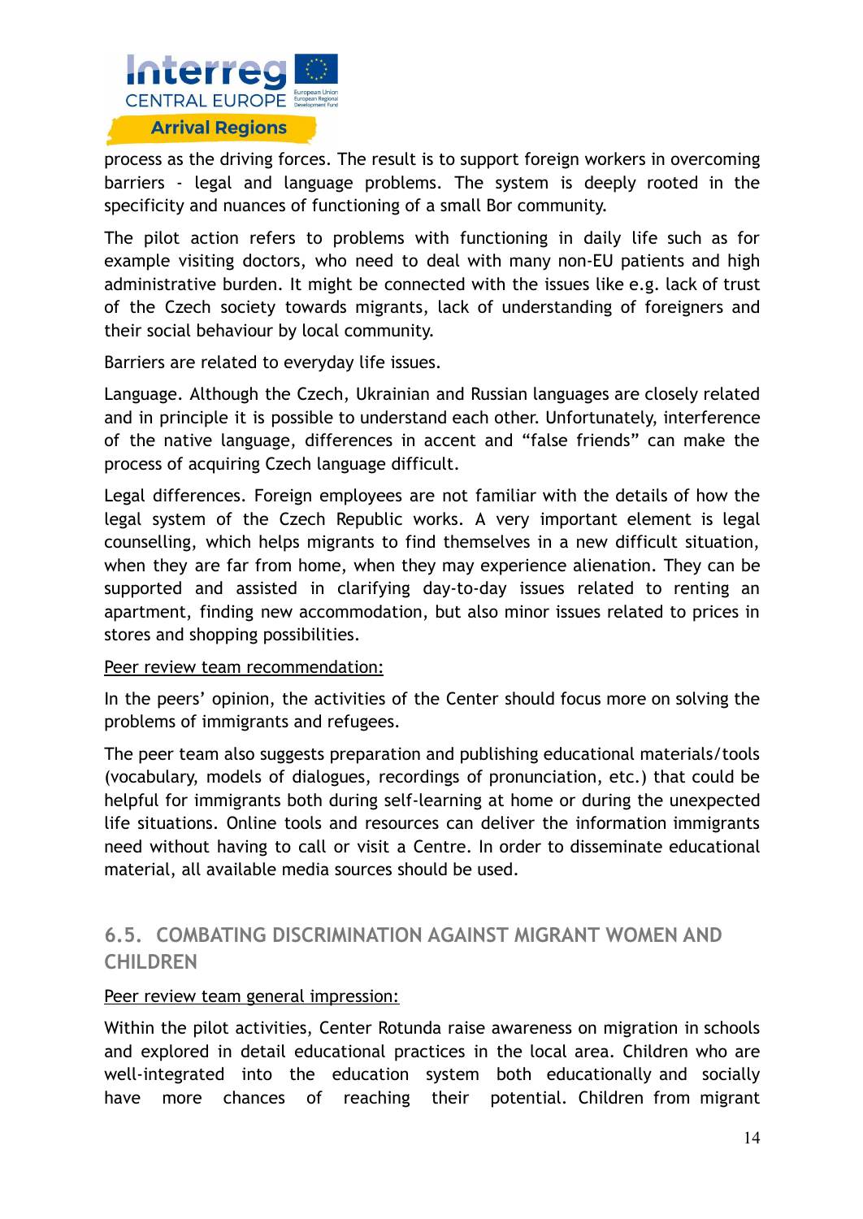process as the driving forces. The result is to support foreign workers in overcoming barriers - legal and language problems. The system is deeply rooted in the specificity and nuances of functioning of a small Bor community.

The pilot action refers to problems with functioning in daily life such as for example visiting doctors, who need to deal with many non-EU patients and high administrative burden. It might be connected with the issues like e.g. lack of trust of the Czech society towards migrants, lack of understanding of foreigners and their social behaviour by local community.

Barriers are related to everyday life issues.

Language. Although the Czech, Ukrainian and Russian languages are closely related and in principle it is possible to understand each other. Unfortunately, interference of the native language, differences in accent and "false friends" can make the process of acquiring Czech language difficult.

Legal differences. Foreign employees are not familiar with the details of how the legal system of the Czech Republic works. A very important element is legal counselling, which helps migrants to find themselves in a new difficult situation, when they are far from home, when they may experience alienation. They can be supported and assisted in clarifying day-to-day issues related to renting an apartment, finding new accommodation, but also minor issues related to prices in stores and shopping possibilities.

Peer review team recommendation:

In the peers' opinion, the activities of the Center should focus more on solving the problems of immigrants and refugees.

The peer team also suggests preparation and publishing educational materials/tools (vocabulary, models of dialogues, recordings of pronunciation, etc.) that could be helpful for immigrants both during self-learning at home or during the unexpected life situations. Online tools and resources can deliver the information immigrants need without having to call or visit a Centre. In order to disseminate educational material, all available media sources should be used.

## 6.5. COMBATING DISCRIMINATION AGAINST MIGRANT WOMEN AND CHILDREN

Peer review team general impression:

Within the pilot activities, Center Rotunda raise awareness on migration in schools and explored in detail educational practices in the local area. Children who are well-integrated into the education system both educationally and socially have more chances of reaching their potential. Children from migrant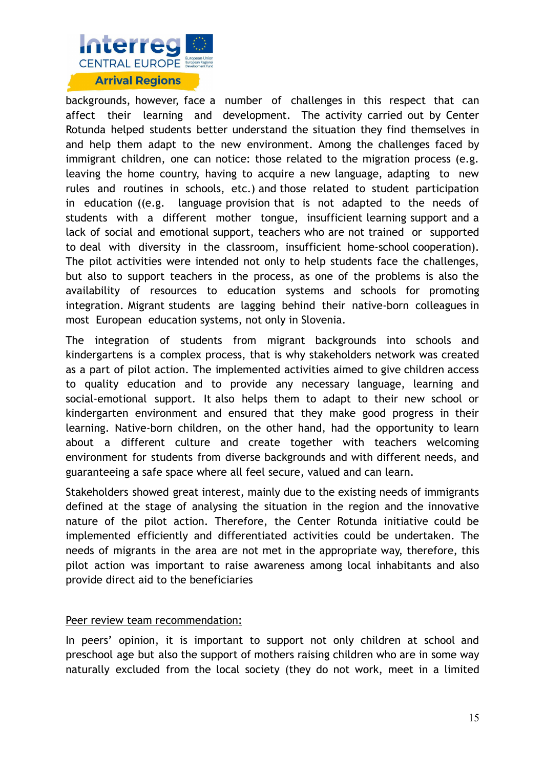backgrounds, however, face a number of challenges in this respect that can affect their learning and development. The activity carried out by Center Rotunda helped students better understand the situation they find themselves in and help them adapt to the new environment. Among the challenges faced by immigrant children, one can notice: those related to the migration process (e.g. leaving the home country, having to acquire a new language, adapting to new rules and routines in schools, etc.) and those related to student participation in education ((e.g. language provision that is not adapted to the needs of students with a different mother tongue, insufficient learning support and a lack of social and emotional support, teachers who are not trained or supported to deal with diversity in the classroom, insufficient home-school cooperation). The pilot activities were intended not only to help students face the challenges, but also to support teachers in the process, as one of the problems is also the availability of resources to education systems and schools for promoting integration. Migrant students are lagging behind their native-born colleagues in most European education systems, not only in Slovenia.

The integration of students from migrant backgrounds into schools and kindergartens is a complex process, that is why stakeholders network was created as a part of pilot action. The implemented activities aimed to give children access to quality education and to provide any necessary language, learning and social-emotional support. It also helps them to adapt to their new school or kindergarten environment and ensured that they make good progress in their learning. Native-born children, on the other hand, had the opportunity to learn about a different culture and create together with teachers welcoming environment for students from diverse backgrounds and with different needs, and guaranteeing a safe space where all feel secure, valued and can learn.

Stakeholders showed great interest, mainly due to the existing needs of immigrants defined at the stage of analysing the situation in the region and the innovative nature of the pilot action. Therefore, the Center Rotunda initiative could be implemented efficiently and differentiated activities could be undertaken. The needs of migrants in the area are not met in the appropriate way, therefore, this pilot action was important to raise awareness among local inhabitants and also provide direct aid to the beneficiaries

<u>Peer review team recommendation:</u>

In peers' opinion, it is important to support not only children at school and preschool age but also the support of mothers raising children who are in some way naturally excluded from the local society (they do not work, meet in a limited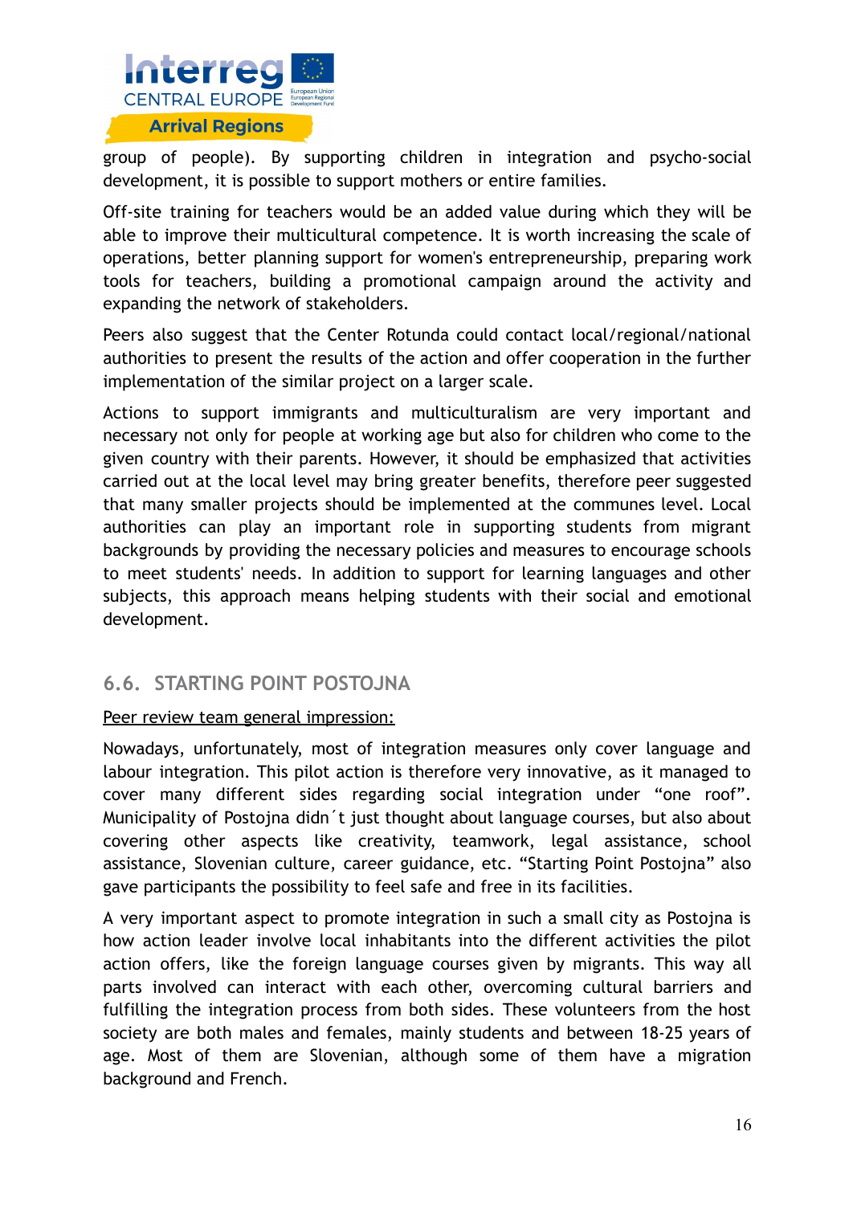group of people). By supporting children in integration and psycho-social development, it is possible to support mothers or entire families.

Off-site training for teachers would be an added value during which they will be able to improve their multicultural competence. It is worth increasing the scale of operations, better planning support for women's entrepreneurship, preparing work tools for teachers, building a promotional campaign around the activity and expanding the network of stakeholders.

Peers also suggest that the Center Rotunda could contact local/regional/national authorities to present the results of the action and offer cooperation in the further implementation of the similar project on a larger scale.

Actions to support immigrants and multiculturalism are very important and necessary not only for people at working age but also for children who come to the given country with their parents. However, it should be emphasized that activities carried out at the local level may bring greater benefits, therefore peer suggested that many smaller projects should be implemented at the communes level. Local authorities can play an important role in supporting students from migrant backgrounds by providing the necessary policies and measures to encourage schools to meet students' needs. In addition to support for learning languages and other subjects, this approach means helping students with their social and emotional development.

## 6.6. STARTING POINT POSTOJNA

Peer review team general impression:

Nowadays, unfortunately, most of integration measures only cover language and labour integration. This pilot action is therefore very innovative, as it managed to cover many different sides regarding social integration under "one roof". Municipality of Postojna didn´t just thought about language courses, but also about covering other aspects like creativity, teamwork, legal assistance, school assistance, Slovenian culture, career guidance, etc. "Starting Point Postojna" also gave participants the possibility to feel safe and free in its facilities.

A very important aspect to promote integration in such a small city as Postojna is how action leader involve local inhabitants into the different activities the pilot action offers, like the foreign language courses given by migrants. This way all parts involved can interact with each other, overcoming cultural barriers and fulfilling the integration process from both sides. These volunteers from the host society are both males and females, mainly students and between 18-25 years of age. Most of them are Slovenian, although some of them have a migration background and French.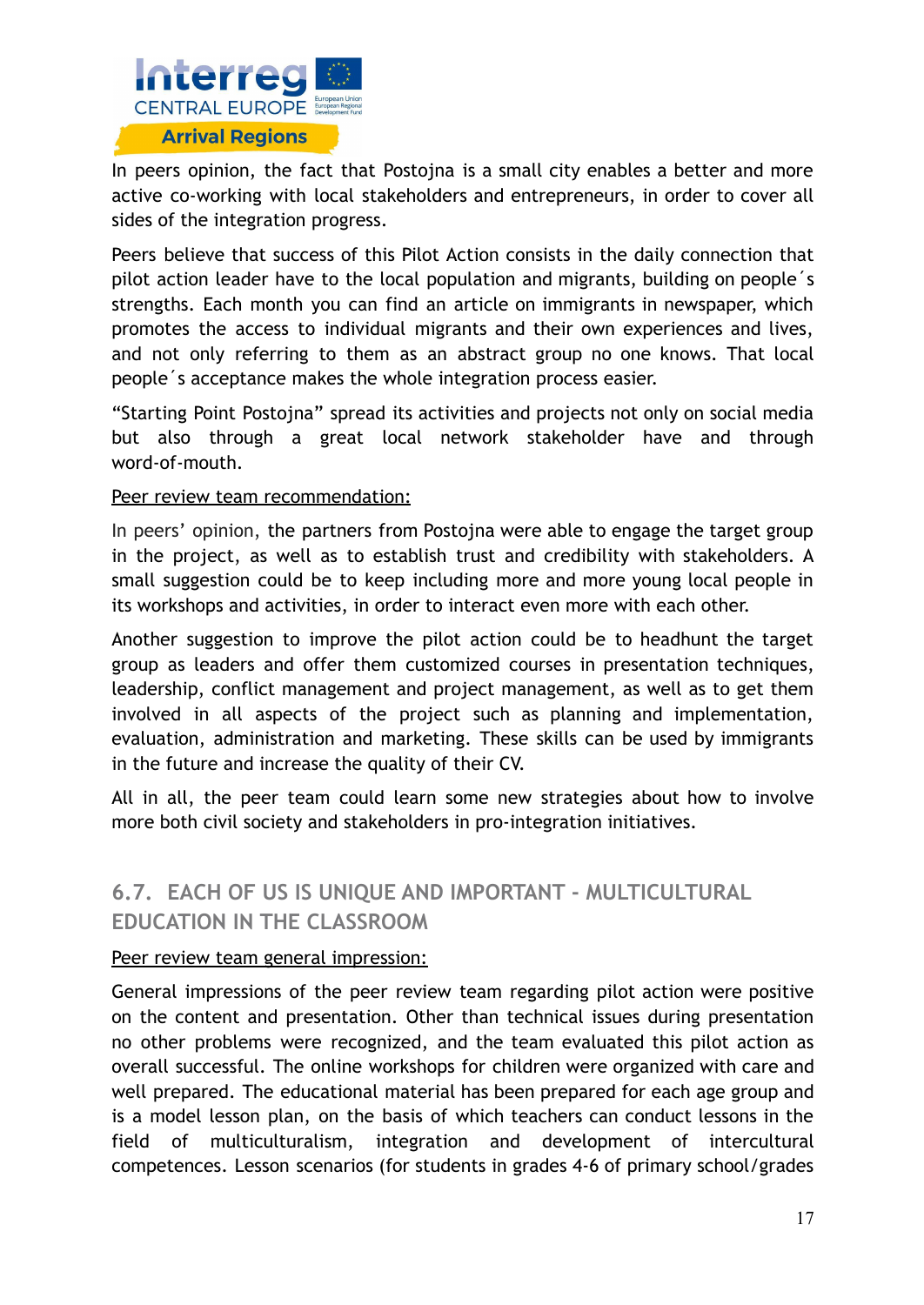In peers opinion, the fact that Postojna is a small city enables a better and more active co-working with local stakeholders and entrepreneurs, in order to cover all sides of the integration progress.

Peers believe that success of this Pilot Action consists in the daily connection that pilot action leader have to the local population and migrants, building on people´s strengths. Each month you can find an article on immigrants in newspaper, which promotes the access to individual migrants and their own experiences and lives, and not only referring to them as an abstract group no one knows. That local people´s acceptance makes the whole integration process easier.

“Starting Point Postojna” spread its activities and projects not only on social media but also through a great local network stakeholder have and through word-of-mouth.

Peer review team recommendation:

In peers’ opinion, the partners from Postojna were able to engage the target group in the project, as well as to establish trust and credibility with stakeholders. A small suggestion could be to keep including more and more young local people in its workshops and activities, in order to interact even more with each other.

Another suggestion to improve the pilot action could be to headhunt the target group as leaders and offer them customized courses in presentation techniques, leadership, conflict management and project management, as well as to get them involved in all aspects of the project such as planning and implementation, evaluation, administration and marketing. These skills can be used by immigrants in the future and increase the quality of their CV.

All in all, the peer team could learn some new strategies about how to involve more both civil society and stakeholders in pro-integration initiatives.

## 6.7. EACH OF US IS UNIQUE AND IMPORTANT - MULTICULTURAL EDUCATION IN THE CLASSROOM

Peer review team general impression:

General impressions of the peer review team regarding pilot action were positive on the content and presentation. Other than technical issues during presentation no other problems were recognized, and the team evaluated this pilot action as overall successful. The online workshops for children were organized with care and well prepared. The educational material has been prepared for each age group and is a model lesson plan, on the basis of which teachers can conduct lessons in the field of multiculturalism, integration and development of intercultural competences. Lesson scenarios (for students in grades 4-6 of primary school/grades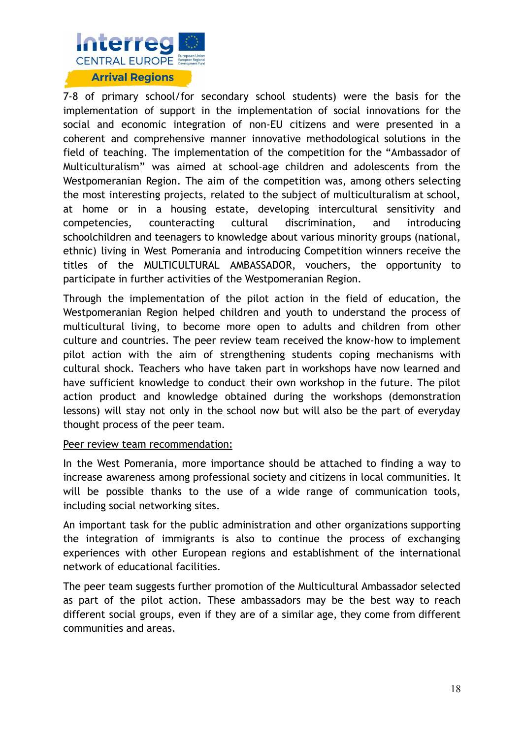7-8 of primary school/for secondary school students) were the basis for the implementation of support in the implementation of social innovations for the social and economic integration of non-EU citizens and were presented in a coherent and comprehensive manner innovative methodological solutions in the field of teaching. The implementation of the competition for the "Ambassador of Multiculturalism" was aimed at school-age children and adolescents from the Westpomeranian Region. The aim of the competition was, among others selecting the most interesting projects, related to the subject of multiculturalism at school, at home or in a housing estate, developing intercultural sensitivity and competencies, counteracting cultural discrimination, and introducing schoolchildren and teenagers to knowledge about various minority groups (national, ethnic) living in West Pomerania and introducing Competition winners receive the titles of the MULTICULTURAL AMBASSADOR, vouchers, the opportunity to participate in further activities of the Westpomeranian Region.

Through the implementation of the pilot action in the field of education, the Westpomeranian Region helped children and youth to understand the process of multicultural living, to become more open to adults and children from other culture and countries. The peer review team received the know-how to implement pilot action with the aim of strengthening students coping mechanisms with cultural shock. Teachers who have taken part in workshops have now learned and have sufficient knowledge to conduct their own workshop in the future. The pilot action product and knowledge obtained during the workshops (demonstration lessons) will stay not only in the school now but will also be the part of everyday thought process of the peer team.

<u>Peer review team recommendation:</u>

In the West Pomerania, more importance should be attached to finding a way to increase awareness among professional society and citizens in local communities. It will be possible thanks to the use of a wide range of communication tools, including social networking sites.

An important task for the public administration and other organizations supporting the integration of immigrants is also to continue the process of exchanging experiences with other European regions and establishment of the international network of educational facilities.

The peer team suggests further promotion of the Multicultural Ambassador selected as part of the pilot action. These ambassadors may be the best way to reach different social groups, even if they are of a similar age, they come from different communities and areas.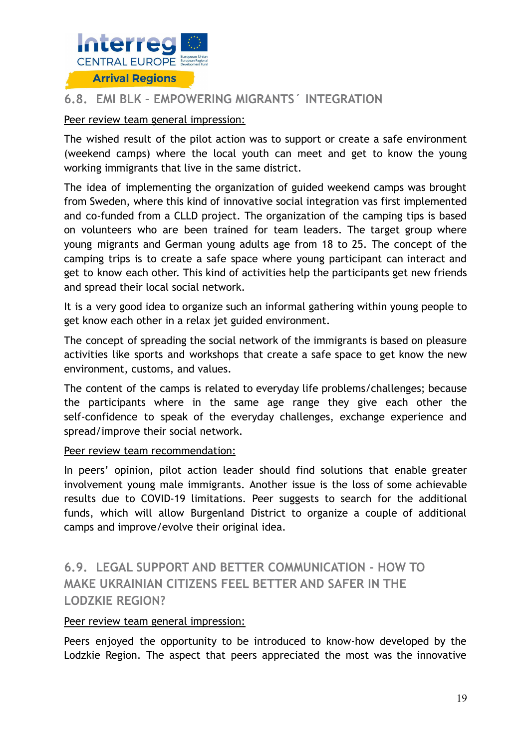## 6.8. EMI BLK – EMPOWERING MIGRANTS´ INTEGRATION

Peer review team general impression:

The wished result of the pilot action was to support or create a safe environment (weekend camps) where the local youth can meet and get to know the young working immigrants that live in the same district.

The idea of implementing the organization of guided weekend camps was brought from Sweden, where this kind of innovative social integration vas first implemented and co-funded from a CLLD project. The organization of the camping tips is based on volunteers who are been trained for team leaders. The target group where young migrants and German young adults age from 18 to 25. The concept of the camping trips is to create a safe space where young participant can interact and get to know each other. This kind of activities help the participants get new friends and spread their local social network.

It is a very good idea to organize such an informal gathering within young people to get know each other in a relax jet guided environment.

The concept of spreading the social network of the immigrants is based on pleasure activities like sports and workshops that create a safe space to get know the new environment, customs, and values.

The content of the camps is related to everyday life problems/challenges; because the participants where in the same age range they give each other the self-confidence to speak of the everyday challenges, exchange experience and spread/improve their social network.

Peer review team recommendation:

In peers' opinion, pilot action leader should find solutions that enable greater involvement young male immigrants. Another issue is the loss of some achievable results due to COVID-19 limitations. Peer suggests to search for the additional funds, which will allow Burgenland District to organize a couple of additional camps and improve/evolve their original idea.

## 6.9. LEGAL SUPPORT AND BETTER COMMUNICATION - HOW TO MAKE UKRAINIAN CITIZENS FEEL BETTER AND SAFER IN THE LODZKIE REGION?

Peer review team general impression:

Peers enjoyed the opportunity to be introduced to know-how developed by the Lodzkie Region. The aspect that peers appreciated the most was the innovative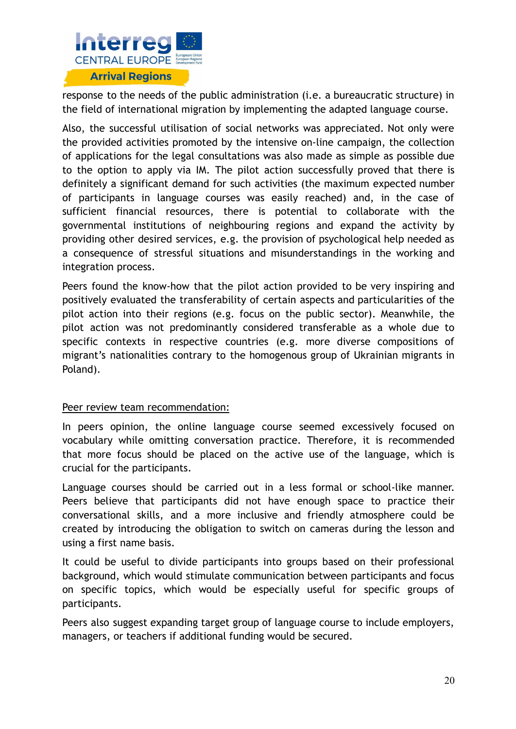response to the needs of the public administration (i.e. a bureaucratic structure) in the field of international migration by implementing the adapted language course.

Also, the successful utilisation of social networks was appreciated. Not only were the provided activities promoted by the intensive on-line campaign, the collection of applications for the legal consultations was also made as simple as possible due to the option to apply via IM. The pilot action successfully proved that there is definitely a significant demand for such activities (the maximum expected number of participants in language courses was easily reached) and, in the case of sufficient financial resources, there is potential to collaborate with the governmental institutions of neighbouring regions and expand the activity by providing other desired services, e.g. the provision of psychological help needed as a consequence of stressful situations and misunderstandings in the working and integration process.

Peers found the know-how that the pilot action provided to be very inspiring and positively evaluated the transferability of certain aspects and particularities of the pilot action into their regions (e.g. focus on the public sector). Meanwhile, the pilot action was not predominantly considered transferable as a whole due to specific contexts in respective countries (e.g. more diverse compositions of migrant's nationalities contrary to the homogenous group of Ukrainian migrants in Poland).

<u>Peer review team recommendation:</u>

In peers opinion, the online language course seemed excessively focused on vocabulary while omitting conversation practice. Therefore, it is recommended that more focus should be placed on the active use of the language, which is crucial for the participants.

Language courses should be carried out in a less formal or school-like manner. Peers believe that participants did not have enough space to practice their conversational skills, and a more inclusive and friendly atmosphere could be created by introducing the obligation to switch on cameras during the lesson and using a first name basis.

It could be useful to divide participants into groups based on their professional background, which would stimulate communication between participants and focus on specific topics, which would be especially useful for specific groups of participants.

Peers also suggest expanding target group of language course to include employers, managers, or teachers if additional funding would be secured.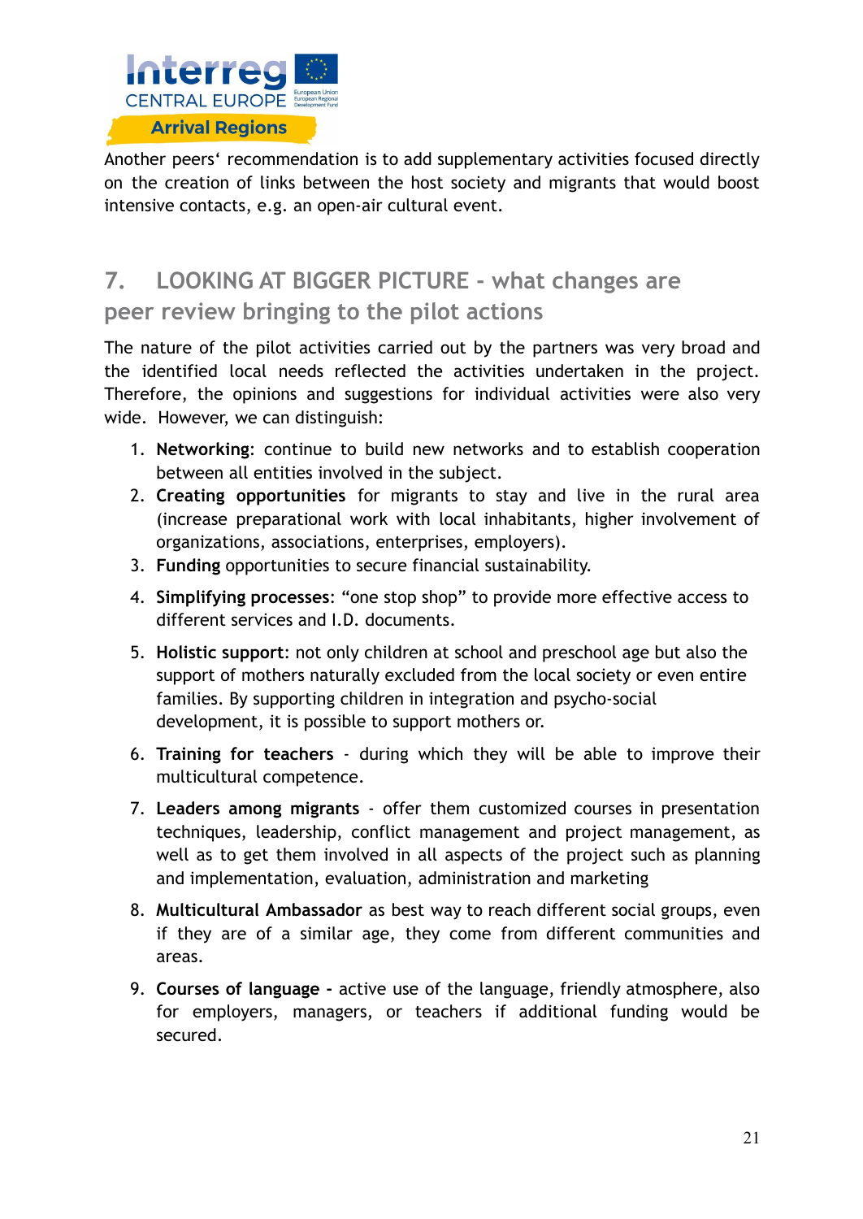Another peers' recommendation is to add supplementary activities focused directly on the creation of links between the host society and migrants that would boost intensive contacts, e.g. an open-air cultural event.

## 7. LOOKING AT BIGGER PICTURE - what changes are peer review bringing to the pilot actions

The nature of the pilot activities carried out by the partners was very broad and the identified local needs reflected the activities undertaken in the project. Therefore, the opinions and suggestions for individual activities were also very wide. However, we can distinguish:

1. **Networking**: continue to build new networks and to establish cooperation between all entities involved in the subject.
2. **Creating opportunities** for migrants to stay and live in the rural area (increase preparational work with local inhabitants, higher involvement of organizations, associations, enterprises, employers).
3. **Funding** opportunities to secure financial sustainability.
4. **Simplifying processes**: "one stop shop" to provide more effective access to different services and I.D. documents.
5. **Holistic support**: not only children at school and preschool age but also the support of mothers naturally excluded from the local society or even entire families. By supporting children in integration and psycho-social development, it is possible to support mothers or.
6. **Training for teachers** - during which they will be able to improve their multicultural competence.
7. **Leaders among migrants** - offer them customized courses in presentation techniques, leadership, conflict management and project management, as well as to get them involved in all aspects of the project such as planning and implementation, evaluation, administration and marketing
8. **Multicultural Ambassador** as best way to reach different social groups, even if they are of a similar age, they come from different communities and areas.
9. **Courses of language -** active use of the language, friendly atmosphere, also for employers, managers, or teachers if additional funding would be secured.